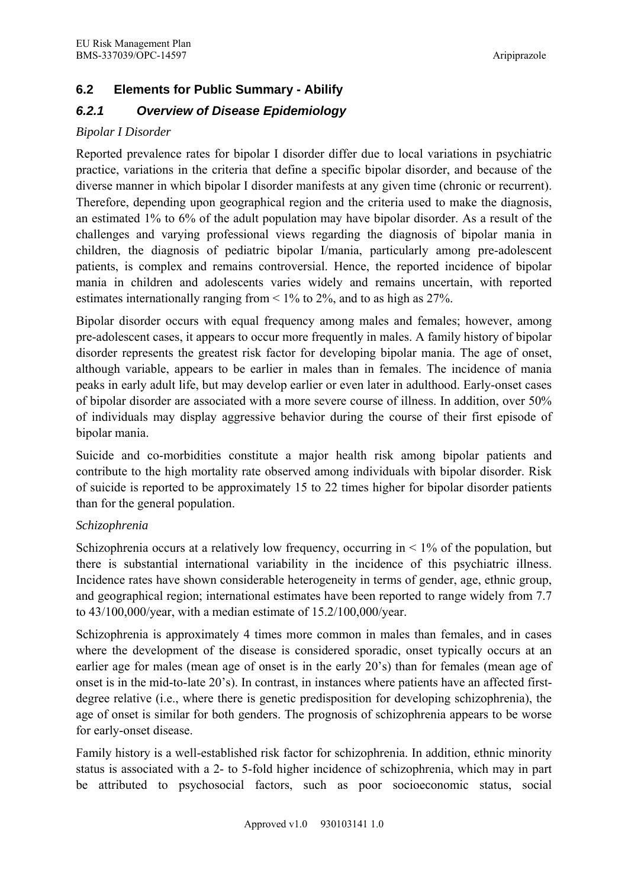## 6.2 Elements for Public Summary - Abilify

### *6.2.1 Overview of Disease Epidemiology*

*Bipolar I Disorder*

Reported prevalence rates for bipolar I disorder differ due to local variations in psychiatric practice, variations in the criteria that define a specific bipolar disorder, and because of the diverse manner in which bipolar I disorder manifests at any given time (chronic or recurrent). Therefore, depending upon geographical region and the criteria used to make the diagnosis, an estimated 1% to 6% of the adult population may have bipolar disorder. As a result of the challenges and varying professional views regarding the diagnosis of bipolar mania in children, the diagnosis of pediatric bipolar I/mania, particularly among pre-adolescent patients, is complex and remains controversial. Hence, the reported incidence of bipolar mania in children and adolescents varies widely and remains uncertain, with reported estimates internationally ranging from < 1% to 2%, and to as high as 27%.

Bipolar disorder occurs with equal frequency among males and females; however, among pre-adolescent cases, it appears to occur more frequently in males. A family history of bipolar disorder represents the greatest risk factor for developing bipolar mania. The age of onset, although variable, appears to be earlier in males than in females. The incidence of mania peaks in early adult life, but may develop earlier or even later in adulthood. Early-onset cases of bipolar disorder are associated with a more severe course of illness. In addition, over 50% of individuals may display aggressive behavior during the course of their first episode of bipolar mania.

Suicide and co-morbidities constitute a major health risk among bipolar patients and contribute to the high mortality rate observed among individuals with bipolar disorder. Risk of suicide is reported to be approximately 15 to 22 times higher for bipolar disorder patients than for the general population.

*Schizophrenia*

Schizophrenia occurs at a relatively low frequency, occurring in < 1% of the population, but there is substantial international variability in the incidence of this psychiatric illness. Incidence rates have shown considerable heterogeneity in terms of gender, age, ethnic group, and geographical region; international estimates have been reported to range widely from 7.7 to 43/100,000/year, with a median estimate of 15.2/100,000/year.

Schizophrenia is approximately 4 times more common in males than females, and in cases where the development of the disease is considered sporadic, onset typically occurs at an earlier age for males (mean age of onset is in the early 20's) than for females (mean age of onset is in the mid-to-late 20's). In contrast, in instances where patients have an affected first-degree relative (i.e., where there is genetic predisposition for developing schizophrenia), the age of onset is similar for both genders. The prognosis of schizophrenia appears to be worse for early-onset disease.

Family history is a well-established risk factor for schizophrenia. In addition, ethnic minority status is associated with a 2- to 5-fold higher incidence of schizophrenia, which may in part be attributed to psychosocial factors, such as poor socioeconomic status, social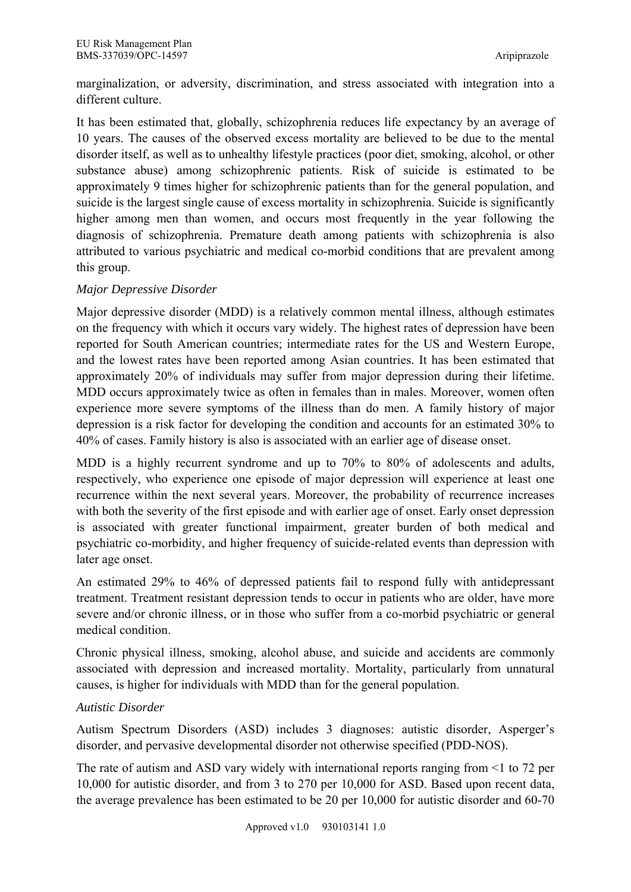marginalization, or adversity, discrimination, and stress associated with integration into a different culture.

It has been estimated that, globally, schizophrenia reduces life expectancy by an average of 10 years. The causes of the observed excess mortality are believed to be due to the mental disorder itself, as well as to unhealthy lifestyle practices (poor diet, smoking, alcohol, or other substance abuse) among schizophrenic patients. Risk of suicide is estimated to be approximately 9 times higher for schizophrenic patients than for the general population, and suicide is the largest single cause of excess mortality in schizophrenia. Suicide is significantly higher among men than women, and occurs most frequently in the year following the diagnosis of schizophrenia. Premature death among patients with schizophrenia is also attributed to various psychiatric and medical co-morbid conditions that are prevalent among this group.

*Major Depressive Disorder*

Major depressive disorder (MDD) is a relatively common mental illness, although estimates on the frequency with which it occurs vary widely. The highest rates of depression have been reported for South American countries; intermediate rates for the US and Western Europe, and the lowest rates have been reported among Asian countries. It has been estimated that approximately 20% of individuals may suffer from major depression during their lifetime. MDD occurs approximately twice as often in females than in males. Moreover, women often experience more severe symptoms of the illness than do men. A family history of major depression is a risk factor for developing the condition and accounts for an estimated 30% to 40% of cases. Family history is also is associated with an earlier age of disease onset.

MDD is a highly recurrent syndrome and up to 70% to 80% of adolescents and adults, respectively, who experience one episode of major depression will experience at least one recurrence within the next several years. Moreover, the probability of recurrence increases with both the severity of the first episode and with earlier age of onset. Early onset depression is associated with greater functional impairment, greater burden of both medical and psychiatric co-morbidity, and higher frequency of suicide-related events than depression with later age onset.

An estimated 29% to 46% of depressed patients fail to respond fully with antidepressant treatment. Treatment resistant depression tends to occur in patients who are older, have more severe and/or chronic illness, or in those who suffer from a co-morbid psychiatric or general medical condition.

Chronic physical illness, smoking, alcohol abuse, and suicide and accidents are commonly associated with depression and increased mortality. Mortality, particularly from unnatural causes, is higher for individuals with MDD than for the general population.

*Autistic Disorder*

Autism Spectrum Disorders (ASD) includes 3 diagnoses: autistic disorder, Asperger's disorder, and pervasive developmental disorder not otherwise specified (PDD-NOS).

The rate of autism and ASD vary widely with international reports ranging from <1 to 72 per 10,000 for autistic disorder, and from 3 to 270 per 10,000 for ASD. Based upon recent data, the average prevalence has been estimated to be 20 per 10,000 for autistic disorder and 60-70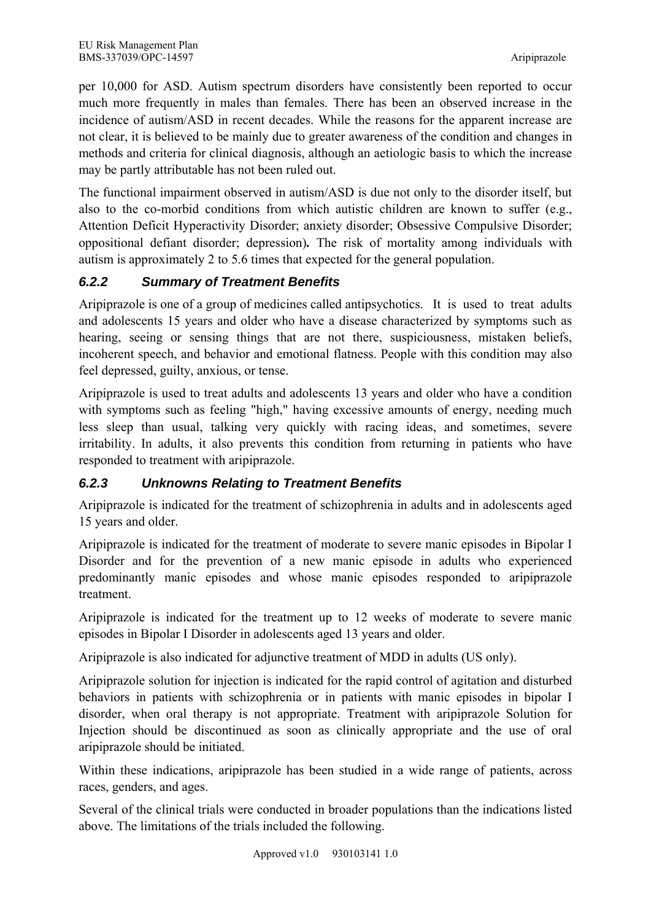per 10,000 for ASD. Autism spectrum disorders have consistently been reported to occur much more frequently in males than females. There has been an observed increase in the incidence of autism/ASD in recent decades. While the reasons for the apparent increase are not clear, it is believed to be mainly due to greater awareness of the condition and changes in methods and criteria for clinical diagnosis, although an aetiologic basis to which the increase may be partly attributable has not been ruled out.

The functional impairment observed in autism/ASD is due not only to the disorder itself, but also to the co-morbid conditions from which autistic children are known to suffer (e.g., Attention Deficit Hyperactivity Disorder; anxiety disorder; Obsessive Compulsive Disorder; oppositional defiant disorder; depression)**.** The risk of mortality among individuals with autism is approximately 2 to 5.6 times that expected for the general population.

### *6.2.2 Summary of Treatment Benefits*

Aripiprazole is one of a group of medicines called antipsychotics. It is used to treat adults and adolescents 15 years and older who have a disease characterized by symptoms such as hearing, seeing or sensing things that are not there, suspiciousness, mistaken beliefs, incoherent speech, and behavior and emotional flatness. People with this condition may also feel depressed, guilty, anxious, or tense.

Aripiprazole is used to treat adults and adolescents 13 years and older who have a condition with symptoms such as feeling "high," having excessive amounts of energy, needing much less sleep than usual, talking very quickly with racing ideas, and sometimes, severe irritability. In adults, it also prevents this condition from returning in patients who have responded to treatment with aripiprazole.

### *6.2.3 Unknowns Relating to Treatment Benefits*

Aripiprazole is indicated for the treatment of schizophrenia in adults and in adolescents aged 15 years and older.

Aripiprazole is indicated for the treatment of moderate to severe manic episodes in Bipolar I Disorder and for the prevention of a new manic episode in adults who experienced predominantly manic episodes and whose manic episodes responded to aripiprazole treatment.

Aripiprazole is indicated for the treatment up to 12 weeks of moderate to severe manic episodes in Bipolar I Disorder in adolescents aged 13 years and older.

Aripiprazole is also indicated for adjunctive treatment of MDD in adults (US only).

Aripiprazole solution for injection is indicated for the rapid control of agitation and disturbed behaviors in patients with schizophrenia or in patients with manic episodes in bipolar I disorder, when oral therapy is not appropriate. Treatment with aripiprazole Solution for Injection should be discontinued as soon as clinically appropriate and the use of oral aripiprazole should be initiated.

Within these indications, aripiprazole has been studied in a wide range of patients, across races, genders, and ages.

Several of the clinical trials were conducted in broader populations than the indications listed above. The limitations of the trials included the following.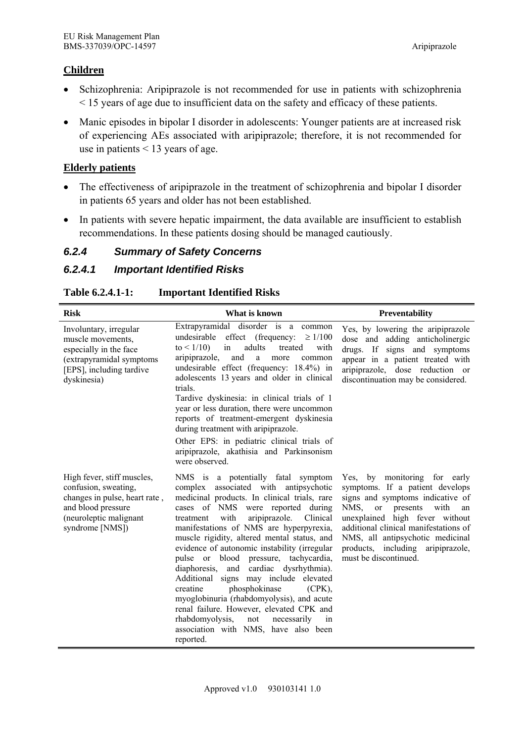**Children**

- Schizophrenia: Aripiprazole is not recommended for use in patients with schizophrenia < 15 years of age due to insufficient data on the safety and efficacy of these patients.
- Manic episodes in bipolar I disorder in adolescents: Younger patients are at increased risk of experiencing AEs associated with aripiprazole; therefore, it is not recommended for use in patients < 13 years of age.

**Elderly patients**

- The effectiveness of aripiprazole in the treatment of schizophrenia and bipolar I disorder in patients 65 years and older has not been established.
- In patients with severe hepatic impairment, the data available are insufficient to establish recommendations. In these patients dosing should be managed cautiously.

### *6.2.4 Summary of Safety Concerns*

#### *6.2.4.1 Important Identified Risks*

**Table 6.2.4.1-1: Important Identified Risks**

| Risk | What is known | Preventability |
|---|---|---|
| Involuntary, irregular muscle movements, especially in the face (extrapyramidal symptoms [EPS], including tardive dyskinesia) | Extrapyramidal disorder is a common undesirable effect (frequency: ≥ 1/100 to < 1/10) in adults treated with aripiprazole, and a more common undesirable effect (frequency: 18.4%) in adolescents 13 years and older in clinical trials.<br>Tardive dyskinesia: in clinical trials of 1 year or less duration, there were uncommon reports of treatment-emergent dyskinesia during treatment with aripiprazole.<br>Other EPS: in pediatric clinical trials of aripiprazole, akathisia and Parkinsonism were observed. | Yes, by lowering the aripiprazole dose and adding anticholinergic drugs. If signs and symptoms appear in a patient treated with aripiprazole, dose reduction or discontinuation may be considered. |
| High fever, stiff muscles, confusion, sweating, changes in pulse, heart rate , and blood pressure (neuroleptic malignant syndrome [NMS]) | NMS is a potentially fatal symptom complex associated with antipsychotic medicinal products. In clinical trials, rare cases of NMS were reported during treatment with aripiprazole. Clinical manifestations of NMS are hyperpyrexia, muscle rigidity, altered mental status, and evidence of autonomic instability (irregular pulse or blood pressure, tachycardia, diaphoresis, and cardiac dysrhythmia). Additional signs may include elevated creatine phosphokinase (CPK), myoglobinuria (rhabdomyolysis), and acute renal failure. However, elevated CPK and rhabdomyolysis, not necessarily in association with NMS, have also been reported. | Yes, by monitoring for early symptoms. If a patient develops signs and symptoms indicative of NMS, or presents with an unexplained high fever without additional clinical manifestations of NMS, all antipsychotic medicinal products, including aripiprazole, must be discontinued. |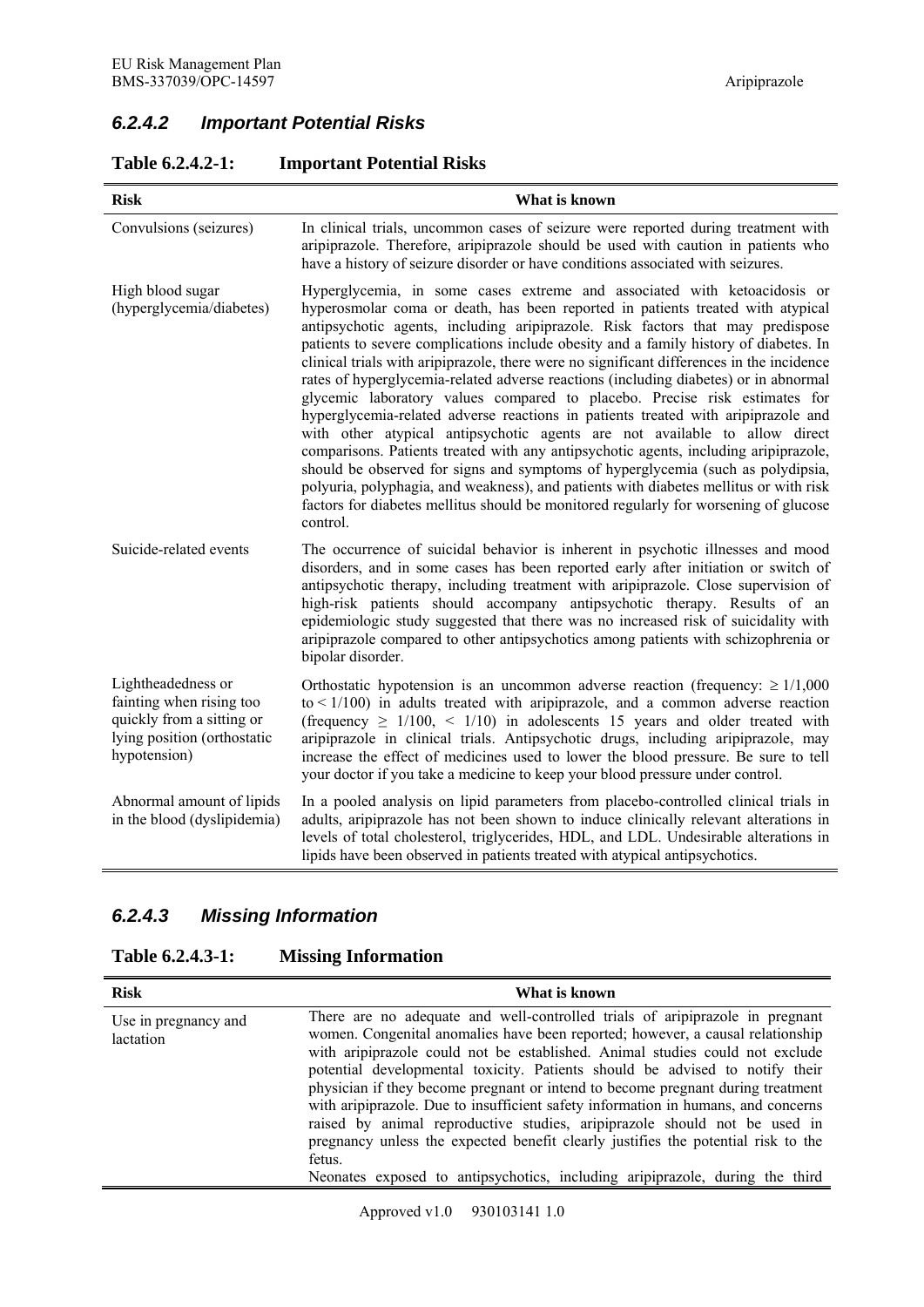### *6.2.4.2 Important Potential Risks*

**Table 6.2.4.2-1: Important Potential Risks**

| Risk | What is known |
|---|---|
| Convulsions (seizures) | In clinical trials, uncommon cases of seizure were reported during treatment with aripiprazole. Therefore, aripiprazole should be used with caution in patients who have a history of seizure disorder or have conditions associated with seizures. |
| High blood sugar (hyperglycemia/diabetes) | Hyperglycemia, in some cases extreme and associated with ketoacidosis or hyperosmolar coma or death, has been reported in patients treated with atypical antipsychotic agents, including aripiprazole. Risk factors that may predispose patients to severe complications include obesity and a family history of diabetes. In clinical trials with aripiprazole, there were no significant differences in the incidence rates of hyperglycemia-related adverse reactions (including diabetes) or in abnormal glycemic laboratory values compared to placebo. Precise risk estimates for hyperglycemia-related adverse reactions in patients treated with aripiprazole and with other atypical antipsychotic agents are not available to allow direct comparisons. Patients treated with any antipsychotic agents, including aripiprazole, should be observed for signs and symptoms of hyperglycemia (such as polydipsia, polyuria, polyphagia, and weakness), and patients with diabetes mellitus or with risk factors for diabetes mellitus should be monitored regularly for worsening of glucose control. |
| Suicide-related events | The occurrence of suicidal behavior is inherent in psychotic illnesses and mood disorders, and in some cases has been reported early after initiation or switch of antipsychotic therapy, including treatment with aripiprazole. Close supervision of high-risk patients should accompany antipsychotic therapy. Results of an epidemiologic study suggested that there was no increased risk of suicidality with aripiprazole compared to other antipsychotics among patients with schizophrenia or bipolar disorder. |
| Lightheadedness or fainting when rising too quickly from a sitting or lying position (orthostatic hypotension) | Orthostatic hypotension is an uncommon adverse reaction (frequency: $\geq 1/1{,}000$ to $< 1/100$) in adults treated with aripiprazole, and a common adverse reaction (frequency $\geq 1/100$, $< 1/10$) in adolescents 15 years and older treated with aripiprazole in clinical trials. Antipsychotic drugs, including aripiprazole, may increase the effect of medicines used to lower the blood pressure. Be sure to tell your doctor if you take a medicine to keep your blood pressure under control. |
| Abnormal amount of lipids in the blood (dyslipidemia) | In a pooled analysis on lipid parameters from placebo-controlled clinical trials in adults, aripiprazole has not been shown to induce clinically relevant alterations in levels of total cholesterol, triglycerides, HDL, and LDL. Undesirable alterations in lipids have been observed in patients treated with atypical antipsychotics. |

### *6.2.4.3 Missing Information*

**Table 6.2.4.3-1: Missing Information**

| Risk | What is known |
|---|---|
| Use in pregnancy and lactation | There are no adequate and well-controlled trials of aripiprazole in pregnant women. Congenital anomalies have been reported; however, a causal relationship with aripiprazole could not be established. Animal studies could not exclude potential developmental toxicity. Patients should be advised to notify their physician if they become pregnant or intend to become pregnant during treatment with aripiprazole. Due to insufficient safety information in humans, and concerns raised by animal reproductive studies, aripiprazole should not be used in pregnancy unless the expected benefit clearly justifies the potential risk to the fetus.<br>Neonates exposed to antipsychotics, including aripiprazole, during the third |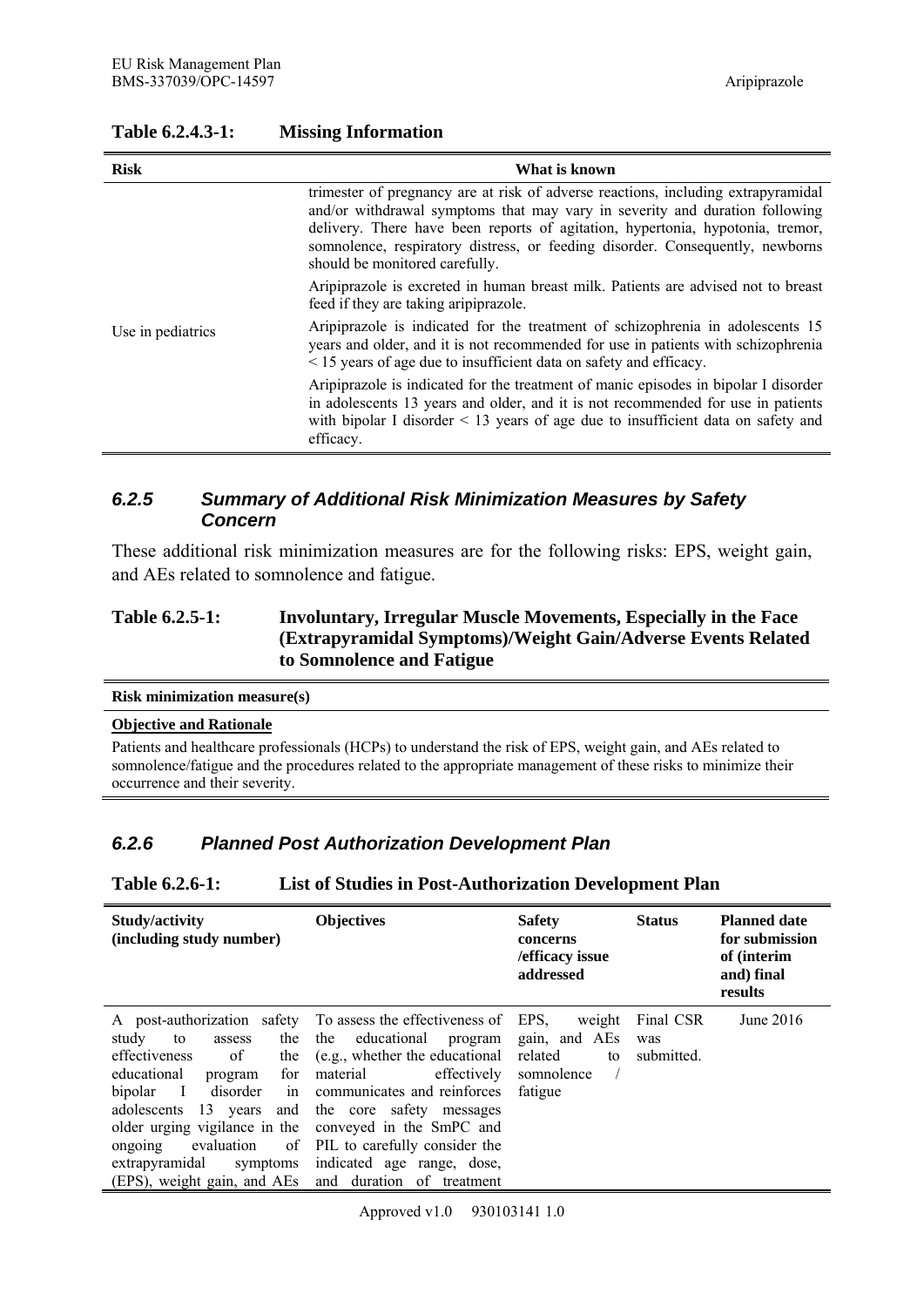**Table 6.2.4.3-1: Missing Information**

| Risk | What is known |
|---|---|
| | trimester of pregnancy are at risk of adverse reactions, including extrapyramidal and/or withdrawal symptoms that may vary in severity and duration following delivery. There have been reports of agitation, hypertonia, hypotonia, tremor, somnolence, respiratory distress, or feeding disorder. Consequently, newborns should be monitored carefully.<br><br>Aripiprazole is excreted in human breast milk. Patients are advised not to breast feed if they are taking aripiprazole. |
| Use in pediatrics | Aripiprazole is indicated for the treatment of schizophrenia in adolescents 15 years and older, and it is not recommended for use in patients with schizophrenia < 15 years of age due to insufficient data on safety and efficacy.<br><br>Aripiprazole is indicated for the treatment of manic episodes in bipolar I disorder in adolescents 13 years and older, and it is not recommended for use in patients with bipolar I disorder < 13 years of age due to insufficient data on safety and efficacy. |

### *6.2.5 Summary of Additional Risk Minimization Measures by Safety Concern*

These additional risk minimization measures are for the following risks: EPS, weight gain, and AEs related to somnolence and fatigue.

**Table 6.2.5-1: Involuntary, Irregular Muscle Movements, Especially in the Face (Extrapyramidal Symptoms)/Weight Gain/Adverse Events Related to Somnolence and Fatigue**

| Risk minimization measure(s) |
|---|
| **Objective and Rationale**<br><br>Patients and healthcare professionals (HCPs) to understand the risk of EPS, weight gain, and AEs related to somnolence/fatigue and the procedures related to the appropriate management of these risks to minimize their occurrence and their severity. |

### *6.2.6 Planned Post Authorization Development Plan*

**Table 6.2.6-1: List of Studies in Post-Authorization Development Plan**

| Study/activity (including study number) | Objectives | Safety concerns /efficacy issue addressed | Status | Planned date for submission of (interim and) final results |
|---|---|---|---|---|
| A post-authorization safety study to assess the effectiveness of the educational program for bipolar I disorder in adolescents 13 years and older urging vigilance in the ongoing evaluation of extrapyramidal symptoms (EPS), weight gain, and AEs | To assess the effectiveness of the educational program (e.g., whether the educational material effectively communicates and reinforces the core safety messages conveyed in the SmPC and PIL to carefully consider the indicated age range, dose, and duration of treatment | EPS, weight gain, and AEs related to somnolence / fatigue | Final CSR was submitted. | June 2016 |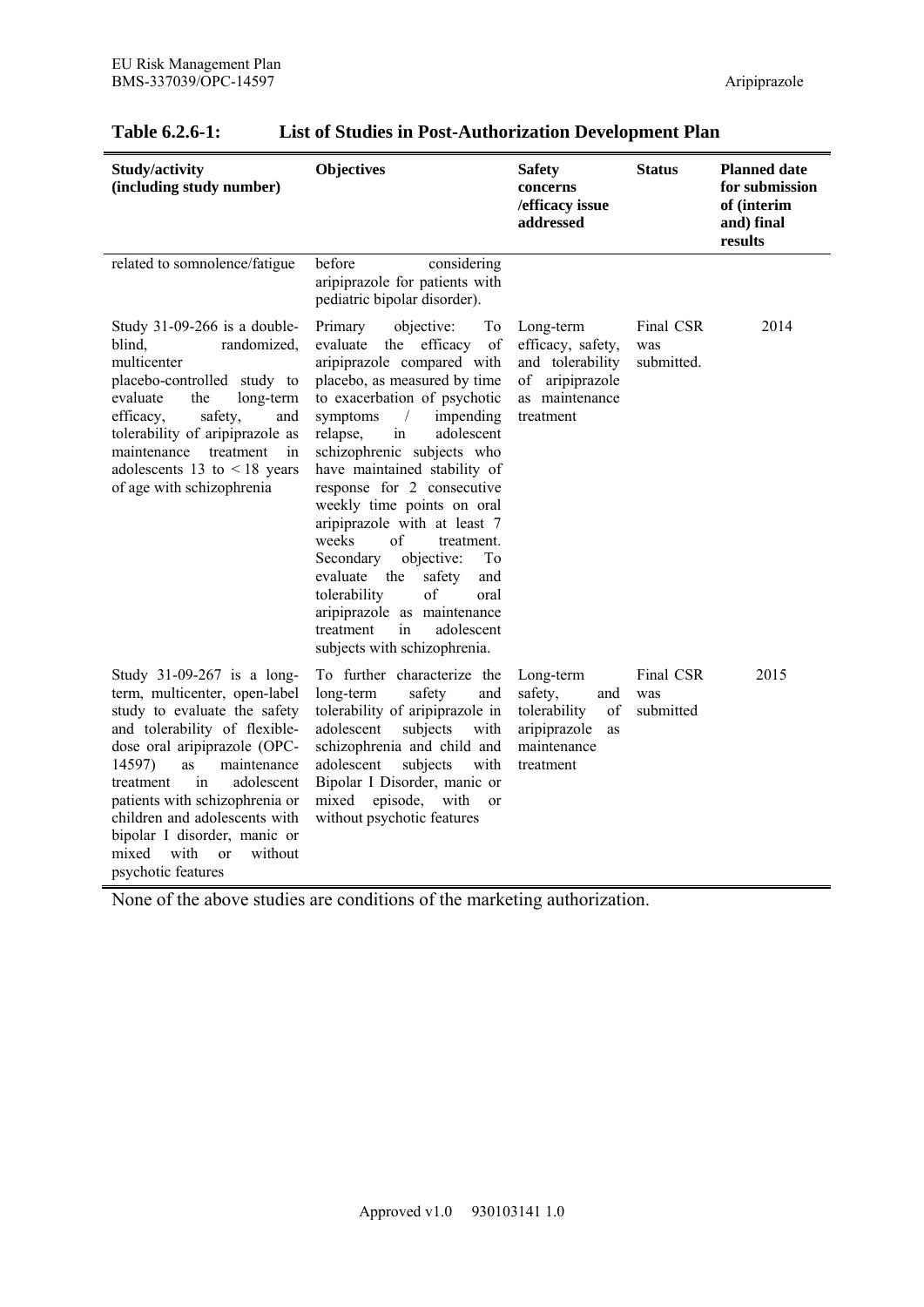**Table 6.2.6-1: List of Studies in Post-Authorization Development Plan**

| Study/activity (including study number) | Objectives | Safety concerns /efficacy issue addressed | Status | Planned date for submission of (interim and) final results |
|---|---|---|---|---|
| related to somnolence/fatigue | before considering aripiprazole for patients with pediatric bipolar disorder). | | | |
| Study 31-09-266 is a double-blind, randomized, multicenter placebo-controlled study to evaluate the long-term efficacy, safety, and tolerability of aripiprazole as maintenance treatment in adolescents 13 to < 18 years of age with schizophrenia | Primary objective: To evaluate the efficacy of aripiprazole compared with placebo, as measured by time to exacerbation of psychotic symptoms / impending relapse, in adolescent schizophrenic subjects who have maintained stability of response for 2 consecutive weekly time points on oral aripiprazole with at least 7 weeks of treatment. Secondary objective: To evaluate the safety and tolerability of oral aripiprazole as maintenance treatment in adolescent subjects with schizophrenia. | Long-term efficacy, safety, and tolerability of aripiprazole as maintenance treatment | Final CSR was submitted. | 2014 |
| Study 31-09-267 is a long-term, multicenter, open-label study to evaluate the safety and tolerability of flexible-dose oral aripiprazole (OPC-14597) as maintenance treatment in adolescent patients with schizophrenia or children and adolescents with bipolar I disorder, manic or mixed with or without psychotic features | To further characterize the long-term safety and tolerability of aripiprazole in adolescent subjects with schizophrenia and child and adolescent subjects with Bipolar I Disorder, manic or mixed episode, with or without psychotic features | Long-term safety, and tolerability of aripiprazole as maintenance treatment | Final CSR was submitted | 2015 |

None of the above studies are conditions of the marketing authorization.